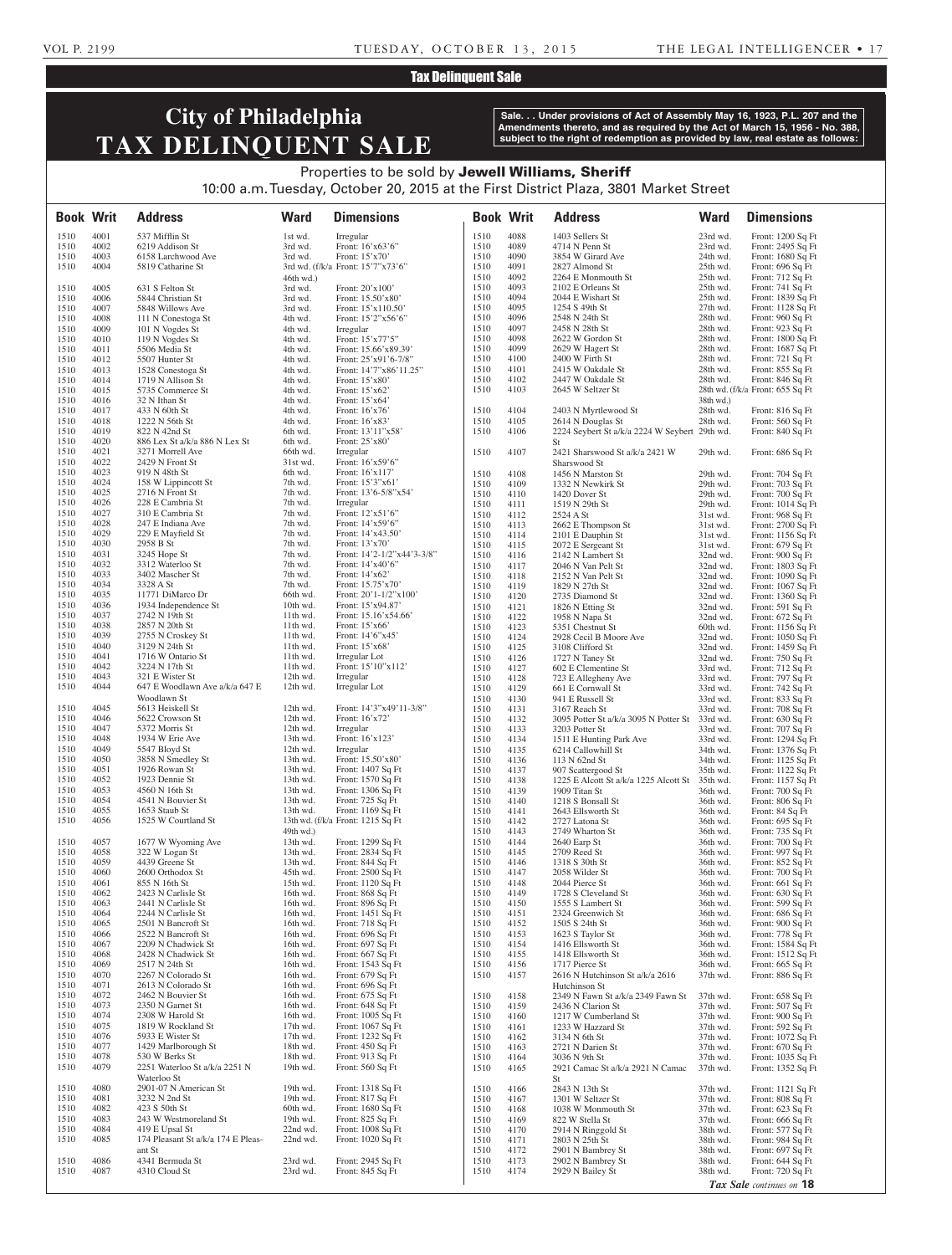## Tax Delinquent Sale

# City of Philadelphia TAX DELINQUENT SALE

**Sale. . . Under provisions of Act of Assembly May 16, 1923, P.L. 207 and the Amendments thereto, and as required by the Act of March 15, 1956 - No. 388, subject to the right of redemption as provided by law, real estate as follows:**

Properties to be sold by **Jewell Williams, Sheriff**

10:00 a.m. Tuesday, October 20, 2015 at the First District Plaza, 3801 Market Street

| Book | Writ | Address | Ward | Dimensions |
|---|---|---|---|---|
| 1510 | 4001 | 537 Mifflin St | 1st wd. | Irregular |
| 1510 | 4002 | 6219 Addison St | 3rd wd. | Front: 16'x63'6" |
| 1510 | 4003 | 6158 Larchwood Ave | 3rd wd. | Front: 15'x70' |
| 1510 | 4004 | 5819 Catharine St | 3rd wd. (f/k/a 46th wd.) | Front: 15'7"x73'6" |
| 1510 | 4005 | 631 S Felton St | 3rd wd. | Front: 20'x100' |
| 1510 | 4006 | 5844 Christian St | 3rd wd. | Front: 15.50'x80' |
| 1510 | 4007 | 5848 Willows Ave | 3rd wd. | Front: 15'x110.50' |
| 1510 | 4008 | 111 N Conestoga St | 4th wd. | Front: 15'2"x56'6" |
| 1510 | 4009 | 101 N Vogdes St | 4th wd. | Irregular |
| 1510 | 4010 | 119 N Vogdes St | 4th wd. | Front: 15'x77'5" |
| 1510 | 4011 | 5506 Media St | 4th wd. | Front: 15.66'x89.39' |
| 1510 | 4012 | 5507 Hunter St | 4th wd. | Front: 25'x91'6-7/8" |
| 1510 | 4013 | 1528 Conestoga St | 4th wd. | Front: 14'7"x86'11.25" |
| 1510 | 4014 | 1719 N Allison St | 4th wd. | Front: 15'x80' |
| 1510 | 4015 | 5735 Commerce St | 4th wd. | Front: 15'x62' |
| 1510 | 4016 | 32 N Ithan St | 4th wd. | Front: 15'x64' |
| 1510 | 4017 | 433 N 60th St | 4th wd. | Front: 16'x76' |
| 1510 | 4018 | 1222 N 56th St | 4th wd. | Front: 16'x83' |
| 1510 | 4019 | 822 N 42nd St | 6th wd. | Front: 13'11"x58' |
| 1510 | 4020 | 886 Lex St a/k/a 886 N Lex St | 6th wd. | Front: 25'x80' |
| 1510 | 4021 | 3271 Morrell Ave | 66th wd. | Irregular |
| 1510 | 4022 | 2429 N Front St | 31st wd. | Front: 16'x59'6" |
| 1510 | 4023 | 919 N 48th St | 6th wd. | Front: 16'x117' |
| 1510 | 4024 | 158 W Lippincott St | 7th wd. | Front: 15'3"x61' |
| 1510 | 4025 | 2716 N Front St | 7th wd. | Front: 13'6-5/8"x54' |
| 1510 | 4026 | 228 E Cambria St | 7th wd. | Irregular |
| 1510 | 4027 | 310 E Cambria St | 7th wd. | Front: 12'x51'6" |
| 1510 | 4028 | 247 E Indiana Ave | 7th wd. | Front: 14'x59'6" |
| 1510 | 4029 | 229 E Mayfield St | 7th wd. | Front: 14'x43.50' |
| 1510 | 4030 | 2958 B St | 7th wd. | Front: 13'x70' |
| 1510 | 4031 | 3245 Hope St | 7th wd. | Front: 14'2-1/2"x44'3-3/8" |
| 1510 | 4032 | 3312 Waterloo St | 7th wd. | Front: 14'x40'6" |
| 1510 | 4033 | 3402 Mascher St | 7th wd. | Front: 14'x62' |
| 1510 | 4034 | 3328 A St | 7th wd. | Front: 15.75'x70' |
| 1510 | 4035 | 11771 DiMarco Dr | 66th wd. | Front: 20'1-1/2"x100' |
| 1510 | 4036 | 1934 Independence St | 10th wd. | Front: 15'x94.87' |
| 1510 | 4037 | 2742 N 19th St | 11th wd. | Front: 15.16'x54.66' |
| 1510 | 4038 | 2857 N 20th St | 11th wd. | Front: 15'x66' |
| 1510 | 4039 | 2755 N Croskey St | 11th wd. | Front: 14'6"x45' |
| 1510 | 4040 | 3129 N 24th St | 11th wd. | Front: 15'x68' |
| 1510 | 4041 | 1716 W Ontario St | 11th wd. | Irregular Lot |
| 1510 | 4042 | 3224 N 17th St | 11th wd. | Front: 15'10"x112' |
| 1510 | 4043 | 321 E Wister St | 12th wd. | Irregular |
| 1510 | 4044 | 647 E Woodlawn Ave a/k/a 647 E Woodlawn St | 12th wd. | Irregular Lot |
| 1510 | 4045 | 5613 Heiskell St | 12th wd. | Front: 14'3"x49'11-3/8" |
| 1510 | 4046 | 5622 Crowson St | 12th wd. | Front: 16'x72' |
| 1510 | 4047 | 5372 Morris St | 12th wd. | Irregular |
| 1510 | 4048 | 1934 W Erie Ave | 13th wd. | Front: 16'x123' |
| 1510 | 4049 | 5547 Bloyd St | 12th wd. | Irregular |
| 1510 | 4050 | 3858 N Smedley St | 13th wd. | Front: 15.50'x80' |
| 1510 | 4051 | 1926 Rowan St | 13th wd. | Front: 1407 Sq Ft |
| 1510 | 4052 | 1923 Dennie St | 13th wd. | Front: 1570 Sq Ft |
| 1510 | 4053 | 4560 N 16th St | 13th wd. | Front: 1306 Sq Ft |
| 1510 | 4054 | 4541 N Bouvier St | 13th wd. | Front: 725 Sq Ft |
| 1510 | 4055 | 1653 Staub St | 13th wd. | Front: 1169 Sq Ft |
| 1510 | 4056 | 1525 W Courtland St | 13th wd. (f/k/a 49th wd.) | Front: 1215 Sq Ft |
| 1510 | 4057 | 1677 W Wyoming Ave | 13th wd. | Front: 1299 Sq Ft |
| 1510 | 4058 | 322 W Logan St | 13th wd. | Front: 2834 Sq Ft |
| 1510 | 4059 | 4439 Greene St | 13th wd. | Front: 844 Sq Ft |
| 1510 | 4060 | 2600 Orthodox St | 45th wd. | Front: 2500 Sq Ft |
| 1510 | 4061 | 855 N 16th St | 15th wd. | Front: 1120 Sq Ft |
| 1510 | 4062 | 2423 N Carlisle St | 16th wd. | Front: 868 Sq Ft |
| 1510 | 4063 | 2441 N Carlisle St | 16th wd. | Front: 896 Sq Ft |
| 1510 | 4064 | 2244 N Carlisle St | 16th wd. | Front: 1451 Sq Ft |
| 1510 | 4065 | 2501 N Bancroft St | 16th wd. | Front: 718 Sq Ft |
| 1510 | 4066 | 2522 N Bancroft St | 16th wd. | Front: 696 Sq Ft |
| 1510 | 4067 | 2209 N Chadwick St | 16th wd. | Front: 697 Sq Ft |
| 1510 | 4068 | 2428 N Chadwick St | 16th wd. | Front: 667 Sq Ft |
| 1510 | 4069 | 2517 N 24th St | 16th wd. | Front: 1543 Sq Ft |
| 1510 | 4070 | 2267 N Colorado St | 16th wd. | Front: 679 Sq Ft |
| 1510 | 4071 | 2613 N Colorado St | 16th wd. | Front: 696 Sq Ft |
| 1510 | 4072 | 2462 N Bouvier St | 16th wd. | Front: 675 Sq Ft |
| 1510 | 4073 | 2350 N Garnet St | 16th wd. | Front: 648 Sq Ft |
| 1510 | 4074 | 2308 W Harold St | 16th wd. | Front: 1005 Sq Ft |
| 1510 | 4075 | 1819 W Rockland St | 17th wd. | Front: 1067 Sq Ft |
| 1510 | 4076 | 5933 E Wister St | 17th wd. | Front: 1232 Sq Ft |
| 1510 | 4077 | 1429 Marlborough St | 18th wd. | Front: 450 Sq Ft |
| 1510 | 4078 | 530 W Berks St | 18th wd. | Front: 913 Sq Ft |
| 1510 | 4079 | 2251 Waterloo St a/k/a 2251 N Waterloo St | 19th wd. | Front: 560 Sq Ft |
| 1510 | 4080 | 2901-07 N American St | 19th wd. | Front: 1318 Sq Ft |
| 1510 | 4081 | 3232 N 2nd St | 19th wd. | Front: 817 Sq Ft |
| 1510 | 4082 | 423 S 50th St | 60th wd. | Front: 1680 Sq Ft |
| 1510 | 4083 | 243 W Westmoreland St | 19th wd. | Front: 825 Sq Ft |
| 1510 | 4084 | 419 E Upsal St | 22nd wd. | Front: 1008 Sq Ft |
| 1510 | 4085 | 174 Pleasant St a/k/a 174 E Pleasant St | 22nd wd. | Front: 1020 Sq Ft |
| 1510 | 4086 | 4341 Bermuda St | 23rd wd. | Front: 2945 Sq Ft |
| 1510 | 4087 | 4310 Cloud St | 23rd wd. | Front: 845 Sq Ft |
| 1510 | 4088 | 1403 Sellers St | 23rd wd. | Front: 1200 Sq Ft |
| 1510 | 4089 | 4714 N Penn St | 23rd wd. | Front: 2495 Sq Ft |
| 1510 | 4090 | 3854 W Girard Ave | 24th wd. | Front: 1680 Sq Ft |
| 1510 | 4091 | 2827 Almond St | 25th wd. | Front: 696 Sq Ft |
| 1510 | 4092 | 2264 E Monmouth St | 25th wd. | Front: 712 Sq Ft |
| 1510 | 4093 | 2102 E Orleans St | 25th wd. | Front: 741 Sq Ft |
| 1510 | 4094 | 2044 E Wishart St | 25th wd. | Front: 1839 Sq Ft |
| 1510 | 4095 | 1254 S 49th St | 27th wd. | Front: 1128 Sq Ft |
| 1510 | 4096 | 2548 N 24th St | 28th wd. | Front: 960 Sq Ft |
| 1510 | 4097 | 2458 N 28th St | 28th wd. | Front: 923 Sq Ft |
| 1510 | 4098 | 2622 W Gordon St | 28th wd. | Front: 1800 Sq Ft |
| 1510 | 4099 | 2629 W Hagert St | 28th wd. | Front: 1687 Sq Ft |
| 1510 | 4100 | 2400 W Firth St | 28th wd. | Front: 721 Sq Ft |
| 1510 | 4101 | 2415 W Oakdale St | 28th wd. | Front: 855 Sq Ft |
| 1510 | 4102 | 2447 W Oakdale St | 28th wd. | Front: 846 Sq Ft |
| 1510 | 4103 | 2645 W Seltzer St | 28th wd. (f/k/a 38th wd.) | Front: 655 Sq Ft |
| 1510 | 4104 | 2403 N Myrtlewood St | 28th wd. | Front: 816 Sq Ft |
| 1510 | 4105 | 2614 N Douglas St | 28th wd. | Front: 560 Sq Ft |
| 1510 | 4106 | 2224 Seybert St a/k/a 2224 W Seybert St | 29th wd. | Front: 840 Sq Ft |
| 1510 | 4107 | 2421 Sharswood St a/k/a 2421 W Sharswood St | 29th wd. | Front: 686 Sq Ft |
| 1510 | 4108 | 1456 N Marston St | 29th wd. | Front: 704 Sq Ft |
| 1510 | 4109 | 1332 N Newkirk St | 29th wd. | Front: 703 Sq Ft |
| 1510 | 4110 | 1420 Dover St | 29th wd. | Front: 700 Sq Ft |
| 1510 | 4111 | 1519 N 29th St | 29th wd. | Front: 1014 Sq Ft |
| 1510 | 4112 | 2524 A St | 31st wd. | Front: 968 Sq Ft |
| 1510 | 4113 | 2662 E Thompson St | 31st wd. | Front: 2700 Sq Ft |
| 1510 | 4114 | 2101 E Dauphin St | 31st wd. | Front: 1156 Sq Ft |
| 1510 | 4115 | 2072 E Sergeant St | 31st wd. | Front: 679 Sq Ft |
| 1510 | 4116 | 2142 N Lambert St | 32nd wd. | Front: 900 Sq Ft |
| 1510 | 4117 | 2046 N Van Pelt St | 32nd wd. | Front: 1803 Sq Ft |
| 1510 | 4118 | 2152 N Van Pelt St | 32nd wd. | Front: 1090 Sq Ft |
| 1510 | 4119 | 1829 N 27th St | 32nd wd. | Front: 1067 Sq Ft |
| 1510 | 4120 | 2735 Diamond St | 32nd wd. | Front: 1360 Sq Ft |
| 1510 | 4121 | 1826 N Etting St | 32nd wd. | Front: 591 Sq Ft |
| 1510 | 4122 | 1958 N Napa St | 32nd wd. | Front: 672 Sq Ft |
| 1510 | 4123 | 5351 Chestnut St | 60th wd. | Front: 1156 Sq Ft |
| 1510 | 4124 | 2928 Cecil B Moore Ave | 32nd wd. | Front: 1050 Sq Ft |
| 1510 | 4125 | 3108 Clifford St | 32nd wd. | Front: 1459 Sq Ft |
| 1510 | 4126 | 1727 N Taney St | 32nd wd. | Front: 750 Sq Ft |
| 1510 | 4127 | 602 E Clementine St | 33rd wd. | Front: 712 Sq Ft |
| 1510 | 4128 | 723 E Allegheny Ave | 33rd wd. | Front: 797 Sq Ft |
| 1510 | 4129 | 661 E Cornwall St | 33rd wd. | Front: 742 Sq Ft |
| 1510 | 4130 | 941 E Russell St | 33rd wd. | Front: 833 Sq Ft |
| 1510 | 4131 | 3167 Reach St | 33rd wd. | Front: 708 Sq Ft |
| 1510 | 4132 | 3095 Potter St a/k/a 3095 N Potter St | 33rd wd. | Front: 630 Sq Ft |
| 1510 | 4133 | 3203 Potter St | 33rd wd. | Front: 707 Sq Ft |
| 1510 | 4134 | 1511 E Hunting Park Ave | 33rd wd. | Front: 1294 Sq Ft |
| 1510 | 4135 | 6214 Callowhill St | 34th wd. | Front: 1376 Sq Ft |
| 1510 | 4136 | 113 N 62nd St | 34th wd. | Front: 1125 Sq Ft |
| 1510 | 4137 | 907 Scattergood St | 35th wd. | Front: 1122 Sq Ft |
| 1510 | 4138 | 1225 E Alcott St a/k/a 1225 Alcott St | 35th wd. | Front: 1157 Sq Ft |
| 1510 | 4139 | 1909 Titan St | 36th wd. | Front: 700 Sq Ft |
| 1510 | 4140 | 1218 S Bonsall St | 36th wd. | Front: 806 Sq Ft |
| 1510 | 4141 | 2643 Ellsworth St | 36th wd. | Front: 84 Sq Ft |
| 1510 | 4142 | 2727 Latona St | 36th wd. | Front: 695 Sq Ft |
| 1510 | 4143 | 2749 Wharton St | 36th wd. | Front: 735 Sq Ft |
| 1510 | 4144 | 2640 Earp St | 36th wd. | Front: 700 Sq Ft |
| 1510 | 4145 | 2709 Reed St | 36th wd. | Front: 997 Sq Ft |
| 1510 | 4146 | 1318 S 30th St | 36th wd. | Front: 852 Sq Ft |
| 1510 | 4147 | 2058 Wilder St | 36th wd. | Front: 700 Sq Ft |
| 1510 | 4148 | 2044 Pierce St | 36th wd. | Front: 661 Sq Ft |
| 1510 | 4149 | 1728 S Cleveland St | 36th wd. | Front: 630 Sq Ft |
| 1510 | 4150 | 1555 S Lambert St | 36th wd. | Front: 599 Sq Ft |
| 1510 | 4151 | 2324 Greenwich St | 36th wd. | Front: 686 Sq Ft |
| 1510 | 4152 | 1505 S 24th St | 36th wd. | Front: 900 Sq Ft |
| 1510 | 4153 | 1623 S Taylor St | 36th wd. | Front: 778 Sq Ft |
| 1510 | 4154 | 1416 Ellsworth St | 36th wd. | Front: 1584 Sq Ft |
| 1510 | 4155 | 1418 Ellsworth St | 36th wd. | Front: 1512 Sq Ft |
| 1510 | 4156 | 1717 Pierce St | 36th wd. | Front: 665 Sq Ft |
| 1510 | 4157 | 2616 N Hutchinson St a/k/a 2616 Hutchinson St | 37th wd. | Front: 886 Sq Ft |
| 1510 | 4158 | 2349 N Fawn St a/k/a 2349 Fawn St | 37th wd. | Front: 658 Sq Ft |
| 1510 | 4159 | 2436 N Clarion St | 37th wd. | Front: 507 Sq Ft |
| 1510 | 4160 | 1217 W Cumberland St | 37th wd. | Front: 900 Sq Ft |
| 1510 | 4161 | 1233 W Hazzard St | 37th wd. | Front: 592 Sq Ft |
| 1510 | 4162 | 3134 N 6th St | 37th wd. | Front: 1072 Sq Ft |
| 1510 | 4163 | 2721 N Darien St | 37th wd. | Front: 670 Sq Ft |
| 1510 | 4164 | 3036 N 9th St | 37th wd. | Front: 1035 Sq Ft |
| 1510 | 4165 | 2921 Camac St a/k/a 2921 N Camac St | 37th wd. | Front: 1352 Sq Ft |
| 1510 | 4166 | 2843 N 13th St | 37th wd. | Front: 1121 Sq Ft |
| 1510 | 4167 | 1301 W Seltzer St | 37th wd. | Front: 808 Sq Ft |
| 1510 | 4168 | 1038 W Monmouth St | 37th wd. | Front: 623 Sq Ft |
| 1510 | 4169 | 822 W Stella St | 37th wd. | Front: 666 Sq Ft |
| 1510 | 4170 | 2914 N Ringgold St | 38th wd. | Front: 577 Sq Ft |
| 1510 | 4171 | 2803 N 25th St | 38th wd. | Front: 984 Sq Ft |
| 1510 | 4172 | 2901 N Bambrey St | 38th wd. | Front: 697 Sq Ft |
| 1510 | 4173 | 2902 N Bambrey St | 38th wd. | Front: 644 Sq Ft |
| 1510 | 4174 | 2929 N Bailey St | 38th wd. | Front: 720 Sq Ft |

*Tax Sale continues on* **18**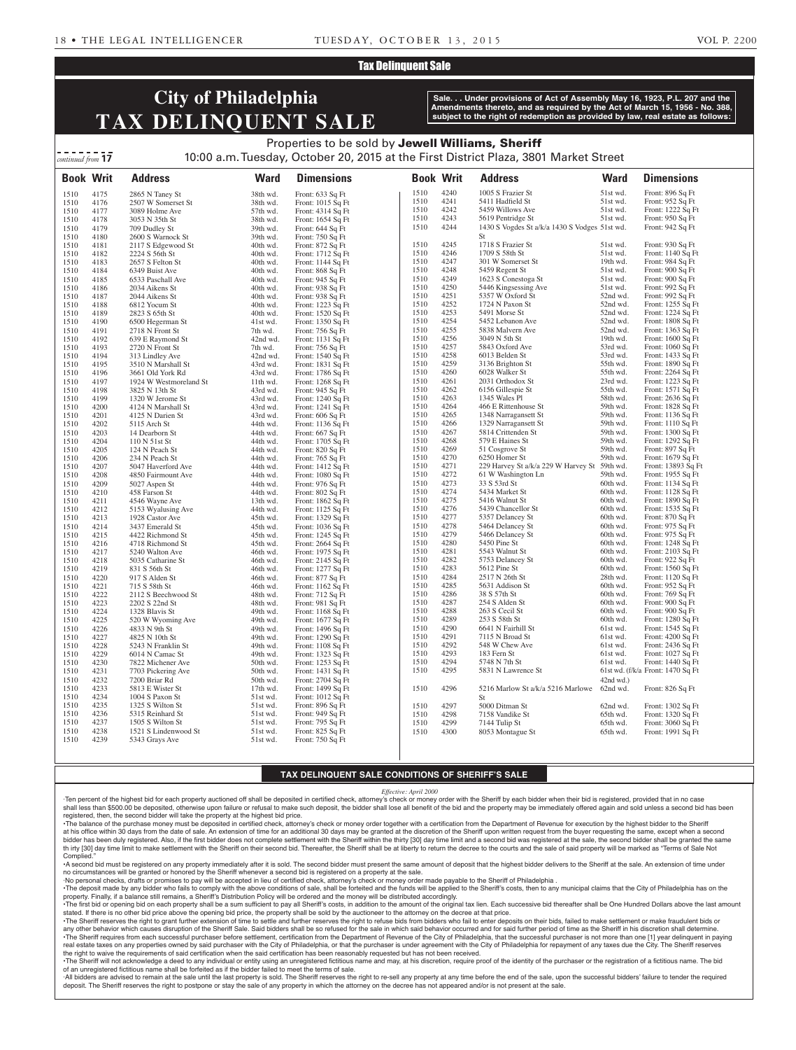## Tax Delinquent Sale

# City of Philadelphia TAX DELINQUENT SALE

**Sale. . . Under provisions of Act of Assembly May 16, 1923, P.L. 207 and the Amendments thereto, and as required by the Act of March 15, 1956 - No. 388, subject to the right of redemption as provided by law, real estate as follows:**

Properties to be sold by **Jewell Williams, Sheriff**

10:00 a.m. Tuesday, October 20, 2015 at the First District Plaza, 3801 Market Street

*continued from* **17**

| Book | Writ | Address | Ward | Dimensions |
|---|---|---|---|---|
| 1510 | 4175 | 2865 N Taney St | 38th wd. | Front: 633 Sq Ft |
| 1510 | 4176 | 2507 W Somerset St | 38th wd. | Front: 1015 Sq Ft |
| 1510 | 4177 | 3089 Holme Ave | 57th wd. | Front: 4314 Sq Ft |
| 1510 | 4178 | 3053 N 35th St | 38th wd. | Front: 1654 Sq Ft |
| 1510 | 4179 | 709 Dudley St | 39th wd. | Front: 644 Sq Ft |
| 1510 | 4180 | 2600 S Warnock St | 39th wd. | Front: 750 Sq Ft |
| 1510 | 4181 | 2117 S Edgewood St | 40th wd. | Front: 872 Sq Ft |
| 1510 | 4182 | 2224 S 56th St | 40th wd. | Front: 1712 Sq Ft |
| 1510 | 4183 | 2657 S Felton St | 40th wd. | Front: 1144 Sq Ft |
| 1510 | 4184 | 6349 Buist Ave | 40th wd. | Front: 868 Sq Ft |
| 1510 | 4185 | 6533 Paschall Ave | 40th wd. | Front: 945 Sq Ft |
| 1510 | 4186 | 2034 Aikens St | 40th wd. | Front: 938 Sq Ft |
| 1510 | 4187 | 2044 Aikens St | 40th wd. | Front: 938 Sq Ft |
| 1510 | 4188 | 6812 Yocum St | 40th wd. | Front: 1223 Sq Ft |
| 1510 | 4189 | 2823 S 65th St | 40th wd. | Front: 1520 Sq Ft |
| 1510 | 4190 | 6500 Hegerman St | 41st wd. | Front: 1350 Sq Ft |
| 1510 | 4191 | 2718 N Front St | 7th wd. | Front: 756 Sq Ft |
| 1510 | 4192 | 639 E Raymond St | 42nd wd. | Front: 1131 Sq Ft |
| 1510 | 4193 | 2720 N Front St | 7th wd. | Front: 756 Sq Ft |
| 1510 | 4194 | 313 Lindley Ave | 42nd wd. | Front: 1540 Sq Ft |
| 1510 | 4195 | 3510 N Marshall St | 43rd wd. | Front: 1831 Sq Ft |
| 1510 | 4196 | 3661 Old York Rd | 43rd wd. | Front: 1786 Sq Ft |
| 1510 | 4197 | 1924 W Westmoreland St | 11th wd. | Front: 1268 Sq Ft |
| 1510 | 4198 | 3825 N 13th St | 43rd wd. | Front: 945 Sq Ft |
| 1510 | 4199 | 1320 W Jerome St | 43rd wd. | Front: 1240 Sq Ft |
| 1510 | 4200 | 4124 N Marshall St | 43rd wd. | Front: 1241 Sq Ft |
| 1510 | 4201 | 4125 N Darien St | 43rd wd. | Front: 606 Sq Ft |
| 1510 | 4202 | 5115 Arch St | 44th wd. | Front: 1136 Sq Ft |
| 1510 | 4203 | 14 Dearborn St | 44th wd. | Front: 667 Sq Ft |
| 1510 | 4204 | 110 N 51st St | 44th wd. | Front: 1705 Sq Ft |
| 1510 | 4205 | 124 N Peach St | 44th wd. | Front: 820 Sq Ft |
| 1510 | 4206 | 234 N Peach St | 44th wd. | Front: 765 Sq Ft |
| 1510 | 4207 | 5047 Haverford Ave | 44th wd. | Front: 1412 Sq Ft |
| 1510 | 4208 | 4850 Fairmount Ave | 44th wd. | Front: 1080 Sq Ft |
| 1510 | 4209 | 5027 Aspen St | 44th wd. | Front: 976 Sq Ft |
| 1510 | 4210 | 458 Farson St | 44th wd. | Front: 802 Sq Ft |
| 1510 | 4211 | 4546 Wayne Ave | 13th wd. | Front: 1862 Sq Ft |
| 1510 | 4212 | 5153 Wyalusing Ave | 44th wd. | Front: 1125 Sq Ft |
| 1510 | 4213 | 1928 Castor Ave | 45th wd. | Front: 1329 Sq Ft |
| 1510 | 4214 | 3437 Emerald St | 45th wd. | Front: 1036 Sq Ft |
| 1510 | 4215 | 4422 Richmond St | 45th wd. | Front: 1245 Sq Ft |
| 1510 | 4216 | 4718 Richmond St | 45th wd. | Front: 2664 Sq Ft |
| 1510 | 4217 | 5240 Walton Ave | 46th wd. | Front: 1975 Sq Ft |
| 1510 | 4218 | 5035 Catharine St | 46th wd. | Front: 2145 Sq Ft |
| 1510 | 4219 | 831 S 56th St | 46th wd. | Front: 1277 Sq Ft |
| 1510 | 4220 | 917 S Alden St | 46th wd. | Front: 877 Sq Ft |
| 1510 | 4221 | 715 S 58th St | 46th wd. | Front: 1162 Sq Ft |
| 1510 | 4222 | 2112 S Beechwood St | 48th wd. | Front: 712 Sq Ft |
| 1510 | 4223 | 2202 S 22nd St | 48th wd. | Front: 981 Sq Ft |
| 1510 | 4224 | 1328 Blavis St | 49th wd. | Front: 1168 Sq Ft |
| 1510 | 4225 | 520 W Wyoming Ave | 49th wd. | Front: 1677 Sq Ft |
| 1510 | 4226 | 4833 N 9th St | 49th wd. | Front: 1496 Sq Ft |
| 1510 | 4227 | 4825 N 10th St | 49th wd. | Front: 1290 Sq Ft |
| 1510 | 4228 | 5243 N Franklin St | 49th wd. | Front: 1108 Sq Ft |
| 1510 | 4229 | 6014 N Camac St | 49th wd. | Front: 1323 Sq Ft |
| 1510 | 4230 | 7822 Michener Ave | 50th wd. | Front: 1253 Sq Ft |
| 1510 | 4231 | 7703 Pickering Ave | 50th wd. | Front: 1431 Sq Ft |
| 1510 | 4232 | 7200 Briar Rd | 50th wd. | Front: 2704 Sq Ft |
| 1510 | 4233 | 5813 E Wister St | 17th wd. | Front: 1499 Sq Ft |
| 1510 | 4234 | 1004 S Paxon St | 51st wd. | Front: 1012 Sq Ft |
| 1510 | 4235 | 1325 S Wilton St | 51st wd. | Front: 896 Sq Ft |
| 1510 | 4236 | 5315 Reinhard St | 51st wd. | Front: 949 Sq Ft |
| 1510 | 4237 | 1505 S Wilton St | 51st wd. | Front: 795 Sq Ft |
| 1510 | 4238 | 1521 S Lindenwood St | 51st wd. | Front: 825 Sq Ft |
| 1510 | 4239 | 5343 Grays Ave | 51st wd. | Front: 750 Sq Ft |
| 1510 | 4240 | 1005 S Frazier St | 51st wd. | Front: 896 Sq Ft |
| 1510 | 4241 | 5411 Hadfield St | 51st wd. | Front: 952 Sq Ft |
| 1510 | 4242 | 5459 Willows Ave | 51st wd. | Front: 1222 Sq Ft |
| 1510 | 4243 | 5619 Pentridge St | 51st wd. | Front: 950 Sq Ft |
| 1510 | 4244 | 1430 S Vogdes St a/k/a 1430 S Vodges St | 51st wd. | Front: 942 Sq Ft |
| 1510 | 4245 | 1718 S Frazier St | 51st wd. | Front: 930 Sq Ft |
| 1510 | 4246 | 1709 S 58th St | 51st wd. | Front: 1140 Sq Ft |
| 1510 | 4247 | 301 W Somerset St | 19th wd. | Front: 984 Sq Ft |
| 1510 | 4248 | 5459 Regent St | 51st wd. | Front: 900 Sq Ft |
| 1510 | 4249 | 1623 S Conestoga St | 51st wd. | Front: 900 Sq Ft |
| 1510 | 4250 | 5446 Kingsessing Ave | 51st wd. | Front: 992 Sq Ft |
| 1510 | 4251 | 5357 W Oxford St | 52nd wd. | Front: 992 Sq Ft |
| 1510 | 4252 | 1724 N Paxon St | 52nd wd. | Front: 1255 Sq Ft |
| 1510 | 4253 | 5491 Morse St | 52nd wd. | Front: 1224 Sq Ft |
| 1510 | 4254 | 5452 Lebanon Ave | 52nd wd. | Front: 1808 Sq Ft |
| 1510 | 4255 | 5838 Malvern Ave | 52nd wd. | Front: 1363 Sq Ft |
| 1510 | 4256 | 3049 N 5th St | 19th wd. | Front: 1600 Sq Ft |
| 1510 | 4257 | 5843 Oxford Ave | 53rd wd. | Front: 1060 Sq Ft |
| 1510 | 4258 | 6013 Belden St | 53rd wd. | Front: 1433 Sq Ft |
| 1510 | 4259 | 3136 Brighton St | 55th wd. | Front: 1890 Sq Ft |
| 1510 | 4260 | 6028 Walker St | 55th wd. | Front: 2264 Sq Ft |
| 1510 | 4261 | 2031 Orthodox St | 23rd wd. | Front: 1223 Sq Ft |
| 1510 | 4262 | 6156 Gillespie St | 55th wd. | Front: 1571 Sq Ft |
| 1510 | 4263 | 1345 Wales Pl | 58th wd. | Front: 2636 Sq Ft |
| 1510 | 4264 | 466 E Rittenhouse St | 59th wd. | Front: 1828 Sq Ft |
| 1510 | 4265 | 1348 Narragansett St | 59th wd. | Front: 1136 Sq Ft |
| 1510 | 4266 | 1329 Narragansett St | 59th wd. | Front: 1110 Sq Ft |
| 1510 | 4267 | 5814 Crittenden St | 59th wd. | Front: 1300 Sq Ft |
| 1510 | 4268 | 579 E Haines St | 59th wd. | Front: 1292 Sq Ft |
| 1510 | 4269 | 51 Cosgrove St | 59th wd. | Front: 897 Sq Ft |
| 1510 | 4270 | 6250 Homer St | 59th wd. | Front: 1679 Sq Ft |
| 1510 | 4271 | 229 Harvey St a/k/a 229 W Harvey St | 59th wd. | Front: 13893 Sq Ft |
| 1510 | 4272 | 61 W Washington Ln | 59th wd. | Front: 1955 Sq Ft |
| 1510 | 4273 | 33 S 53rd St | 60th wd. | Front: 1134 Sq Ft |
| 1510 | 4274 | 5434 Market St | 60th wd. | Front: 1128 Sq Ft |
| 1510 | 4275 | 5416 Walnut St | 60th wd. | Front: 1890 Sq Ft |
| 1510 | 4276 | 5439 Chancellor St | 60th wd. | Front: 1535 Sq Ft |
| 1510 | 4277 | 5357 Delancey St | 60th wd. | Front: 870 Sq Ft |
| 1510 | 4278 | 5464 Delancey St | 60th wd. | Front: 975 Sq Ft |
| 1510 | 4279 | 5466 Delancey St | 60th wd. | Front: 975 Sq Ft |
| 1510 | 4280 | 5450 Pine St | 60th wd. | Front: 1248 Sq Ft |
| 1510 | 4281 | 5543 Walnut St | 60th wd. | Front: 2103 Sq Ft |
| 1510 | 4282 | 5753 Delancey St | 60th wd. | Front: 922 Sq Ft |
| 1510 | 4283 | 5612 Pine St | 60th wd. | Front: 1560 Sq Ft |
| 1510 | 4284 | 2517 N 26th St | 28th wd. | Front: 1120 Sq Ft |
| 1510 | 4285 | 5631 Addison St | 60th wd. | Front: 952 Sq Ft |
| 1510 | 4286 | 38 S 57th St | 60th wd. | Front: 769 Sq Ft |
| 1510 | 4287 | 254 S Alden St | 60th wd. | Front: 900 Sq Ft |
| 1510 | 4288 | 263 S Cecil St | 60th wd. | Front: 900 Sq Ft |
| 1510 | 4289 | 253 S 58th St | 60th wd. | Front: 1280 Sq Ft |
| 1510 | 4290 | 6641 N Fairhill St | 61st wd. | Front: 1545 Sq Ft |
| 1510 | 4291 | 7115 N Broad St | 61st wd. | Front: 4200 Sq Ft |
| 1510 | 4292 | 548 W Chew Ave | 61st wd. | Front: 2436 Sq Ft |
| 1510 | 4293 | 183 Fern St | 61st wd. | Front: 1027 Sq Ft |
| 1510 | 4294 | 5748 N 7th St | 61st wd. | Front: 1440 Sq Ft |
| 1510 | 4295 | 5831 N Lawrence St | 61st wd. (f/k/a 42nd wd.) | Front: 1470 Sq Ft |
| 1510 | 4296 | 5216 Marlow St a/k/a 5216 Marlowe St | 62nd wd. | Front: 826 Sq Ft |
| 1510 | 4297 | 5000 Ditman St | 62nd wd. | Front: 1302 Sq Ft |
| 1510 | 4298 | 7158 Vandike St | 65th wd. | Front: 1320 Sq Ft |
| 1510 | 4299 | 7144 Tulip St | 65th wd. | Front: 3060 Sq Ft |
| 1510 | 4300 | 8053 Montague St | 65th wd. | Front: 1991 Sq Ft |

## TAX DELINQUENT SALE CONDITIONS OF SHERIFF'S SALE

*Effective: April 2000*

·Ten percent of the highest bid for each property auctioned off shall be deposited in certified check, attorney's check or money order with the Sheriff by each bidder when their bid is registered, provided that in no case shall less than $500.00 be deposited, otherwise upon failure or refusal to make such deposit, the bidder shall lose all benefit of the bid and the property may be immediately offered again and sold unless a second bid has been registered, then, the second bidder will take the property at the highest bid price.

•The balance of the purchase money must be deposited in certified check, attorney's check or money order together with a certification from the Department of Revenue for execution by the highest bidder to the Sheriff at his office within 30 days from the date of sale. An extension of time for an additional 30 days may be granted at the discretion of the Sheriff upon written request from the buyer requesting the same, except when a second bidder has been duly registered. Also, if the first bidder does not complete settlement with the Sheriff within the thirty [30] day time limit and a second bid was registered at the sale, the second bidder shall be granted the same th irty [30] day time limit to make settlement with the Sheriff on their second bid. Thereafter, the Sheriff shall be at liberty to return the decree to the courts and the sale of said property will be marked as "Terms of Sale Not Complied."

•A second bid must be registered on any property immediately after it is sold. The second bidder must present the same amount of deposit that the highest bidder delivers to the Sheriff at the sale. An extension of time under no circumstances will be granted or honored by the Sheriff whenever a second bid is registered on a property at the sale.

·No personal checks, drafts or promises to pay will be accepted in lieu of certified check, attorney's check or money order made payable to the Sheriff of Philadelphia .

•The deposit made by any bidder who fails to comply with the above conditions of sale, shall be forteited and the funds will be applied to the Sheriff's costs, then to any municipal claims that the City of Philadelphia has on the property. Finally, if a balance still remains, a Sheriff's Distribution Policy will be ordered and the money will be distributed accordingly.

•The first bid or opening bid on each property shall be a sum sufficient to pay all Sheriff's costs, in addition to the amount of the original tax lien. Each successive bid thereafter shall be One Hundred Dollars above the last amount stated. If there is no other bid price above the opening bid price, the property shall be sold by the auctioneer to the attorney on the decree at that price.

•The Sheriff reserves the right to grant further extension of time to settle and further reserves the right to refuse bids from bidders who fail to enter deposits on their bids, failed to make settlement or make fraudulent bids or any other behavior which causes disruption of the Sheriff Sale. Said bidders shall be so refused for the sale in which said behavior occurred and for said further period of time as the Sheriff in his discretion shall determine.

•The Sheriff requires from each successful purchaser before settlement, certification from the Department of Revenue of the City of Philadelphia, that the successful purchaser is not more than one [1] year delinquent in paying real estate taxes on any properties owned by said purchaser with the City of Philadelphia, or that the purchaser is under agreement with the City of Philadelphia for repayment of any taxes due the City. The Sheriff reserves the right to waive the requirements of said certification when the said certification has been reasonably requested but has not been received.

•The Sheriff will not acknowledge a deed to any individual or entity using an unregistered fictitious name and may, at his discretion, require proof of the identity of the purchaser or the registration of a fictitious name. The bid of an unregistered fictitious name shall be forfeited as if the bidder failed to meet the terms of sale.

·All bidders are advised to remain at the sale until the last property is sold. The Sheriff reserves the right to re-sell any property at any time before the end of the sale, upon the successful bidders' failure to tender the required deposit. The Sheriff reserves the right to postpone or stay the sale of any property in which the attorney on the decree has not appeared and/or is not present at the sale.